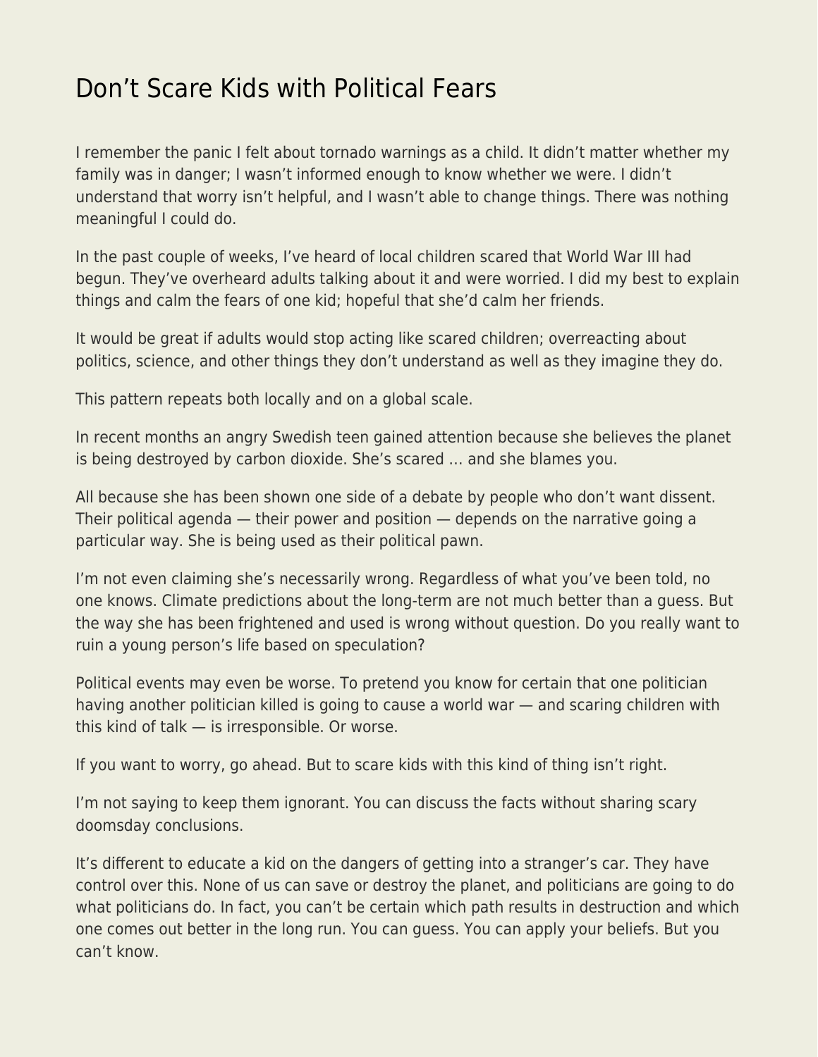# Don't Scare Kids with Political Fears

I remember the panic I felt about tornado warnings as a child. It didn't matter whether my family was in danger; I wasn't informed enough to know whether we were. I didn't understand that worry isn't helpful, and I wasn't able to change things. There was nothing meaningful I could do.

In the past couple of weeks, I've heard of local children scared that World War III had begun. They've overheard adults talking about it and were worried. I did my best to explain things and calm the fears of one kid; hopeful that she'd calm her friends.

It would be great if adults would stop acting like scared children; overreacting about politics, science, and other things they don't understand as well as they imagine they do.

This pattern repeats both locally and on a global scale.

In recent months an angry Swedish teen gained attention because she believes the planet is being destroyed by carbon dioxide. She's scared … and she blames you.

All because she has been shown one side of a debate by people who don't want dissent. Their political agenda — their power and position — depends on the narrative going a particular way. She is being used as their political pawn.

I'm not even claiming she's necessarily wrong. Regardless of what you've been told, no one knows. Climate predictions about the long-term are not much better than a guess. But the way she has been frightened and used is wrong without question. Do you really want to ruin a young person's life based on speculation?

Political events may even be worse. To pretend you know for certain that one politician having another politician killed is going to cause a world war — and scaring children with this kind of talk — is irresponsible. Or worse.

If you want to worry, go ahead. But to scare kids with this kind of thing isn't right.

I'm not saying to keep them ignorant. You can discuss the facts without sharing scary doomsday conclusions.

It's different to educate a kid on the dangers of getting into a stranger's car. They have control over this. None of us can save or destroy the planet, and politicians are going to do what politicians do. In fact, you can't be certain which path results in destruction and which one comes out better in the long run. You can guess. You can apply your beliefs. But you can't know.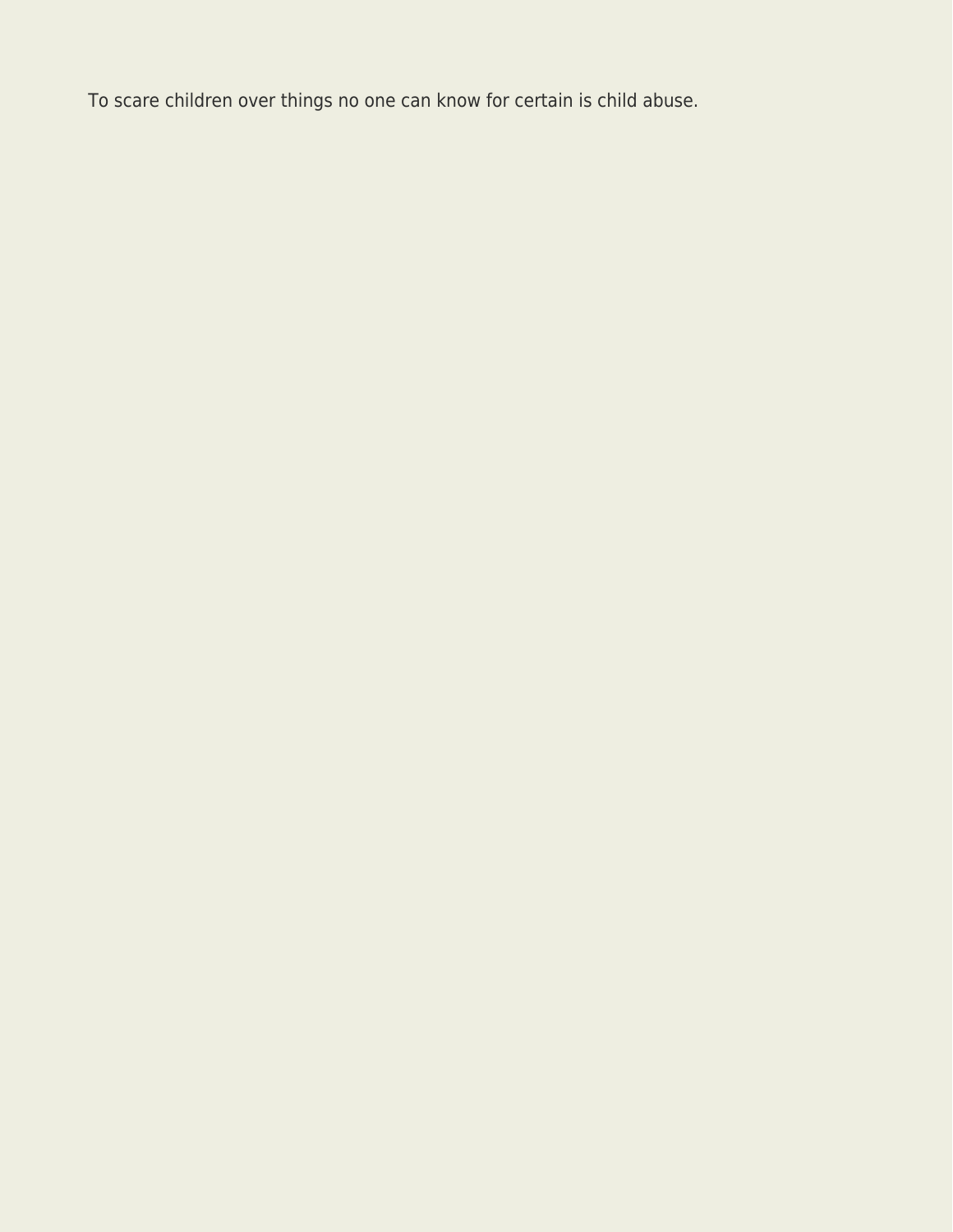To scare children over things no one can know for certain is child abuse.